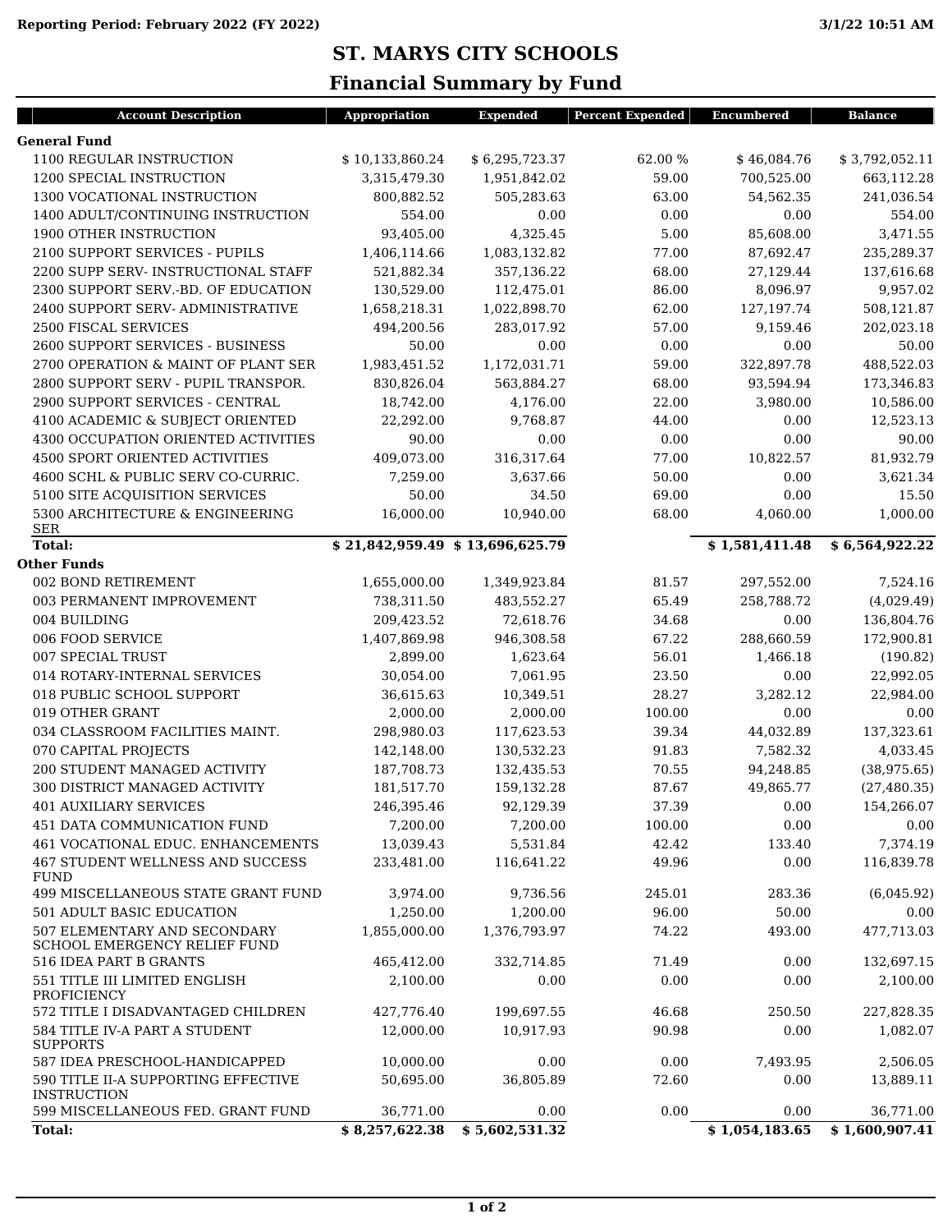Reporting Period: February 2022 (FY 2022)

3/1/22 10:51 AM

# ST. MARYS CITY SCHOOLS

## Financial Summary by Fund

| Account Description | Appropriation | Expended | Percent Expended | Encumbered | Balance |
|---|---|---|---|---|---|
| **General Fund** | | | | | |
| 1100 REGULAR INSTRUCTION | $ 10,133,860.24 | $ 6,295,723.37 | 62.00 % | $ 46,084.76 | $ 3,792,052.11 |
| 1200 SPECIAL INSTRUCTION | 3,315,479.30 | 1,951,842.02 | 59.00 | 700,525.00 | 663,112.28 |
| 1300 VOCATIONAL INSTRUCTION | 800,882.52 | 505,283.63 | 63.00 | 54,562.35 | 241,036.54 |
| 1400 ADULT/CONTINUING INSTRUCTION | 554.00 | 0.00 | 0.00 | 0.00 | 554.00 |
| 1900 OTHER INSTRUCTION | 93,405.00 | 4,325.45 | 5.00 | 85,608.00 | 3,471.55 |
| 2100 SUPPORT SERVICES - PUPILS | 1,406,114.66 | 1,083,132.82 | 77.00 | 87,692.47 | 235,289.37 |
| 2200 SUPP SERV- INSTRUCTIONAL STAFF | 521,882.34 | 357,136.22 | 68.00 | 27,129.44 | 137,616.68 |
| 2300 SUPPORT SERV.-BD. OF EDUCATION | 130,529.00 | 112,475.01 | 86.00 | 8,096.97 | 9,957.02 |
| 2400 SUPPORT SERV- ADMINISTRATIVE | 1,658,218.31 | 1,022,898.70 | 62.00 | 127,197.74 | 508,121.87 |
| 2500 FISCAL SERVICES | 494,200.56 | 283,017.92 | 57.00 | 9,159.46 | 202,023.18 |
| 2600 SUPPORT SERVICES - BUSINESS | 50.00 | 0.00 | 0.00 | 0.00 | 50.00 |
| 2700 OPERATION & MAINT OF PLANT SER | 1,983,451.52 | 1,172,031.71 | 59.00 | 322,897.78 | 488,522.03 |
| 2800 SUPPORT SERV - PUPIL TRANSPOR. | 830,826.04 | 563,884.27 | 68.00 | 93,594.94 | 173,346.83 |
| 2900 SUPPORT SERVICES - CENTRAL | 18,742.00 | 4,176.00 | 22.00 | 3,980.00 | 10,586.00 |
| 4100 ACADEMIC & SUBJECT ORIENTED | 22,292.00 | 9,768.87 | 44.00 | 0.00 | 12,523.13 |
| 4300 OCCUPATION ORIENTED ACTIVITIES | 90.00 | 0.00 | 0.00 | 0.00 | 90.00 |
| 4500 SPORT ORIENTED ACTIVITIES | 409,073.00 | 316,317.64 | 77.00 | 10,822.57 | 81,932.79 |
| 4600 SCHL & PUBLIC SERV CO-CURRIC. | 7,259.00 | 3,637.66 | 50.00 | 0.00 | 3,621.34 |
| 5100 SITE ACQUISITION SERVICES | 50.00 | 34.50 | 69.00 | 0.00 | 15.50 |
| 5300 ARCHITECTURE & ENGINEERING SER | 16,000.00 | 10,940.00 | 68.00 | 4,060.00 | 1,000.00 |
| **Total:** | **$ 21,842,959.49** | **$ 13,696,625.79** | | **$ 1,581,411.48** | **$ 6,564,922.22** |
| **Other Funds** | | | | | |
| 002 BOND RETIREMENT | 1,655,000.00 | 1,349,923.84 | 81.57 | 297,552.00 | 7,524.16 |
| 003 PERMANENT IMPROVEMENT | 738,311.50 | 483,552.27 | 65.49 | 258,788.72 | (4,029.49) |
| 004 BUILDING | 209,423.52 | 72,618.76 | 34.68 | 0.00 | 136,804.76 |
| 006 FOOD SERVICE | 1,407,869.98 | 946,308.58 | 67.22 | 288,660.59 | 172,900.81 |
| 007 SPECIAL TRUST | 2,899.00 | 1,623.64 | 56.01 | 1,466.18 | (190.82) |
| 014 ROTARY-INTERNAL SERVICES | 30,054.00 | 7,061.95 | 23.50 | 0.00 | 22,992.05 |
| 018 PUBLIC SCHOOL SUPPORT | 36,615.63 | 10,349.51 | 28.27 | 3,282.12 | 22,984.00 |
| 019 OTHER GRANT | 2,000.00 | 2,000.00 | 100.00 | 0.00 | 0.00 |
| 034 CLASSROOM FACILITIES MAINT. | 298,980.03 | 117,623.53 | 39.34 | 44,032.89 | 137,323.61 |
| 070 CAPITAL PROJECTS | 142,148.00 | 130,532.23 | 91.83 | 7,582.32 | 4,033.45 |
| 200 STUDENT MANAGED ACTIVITY | 187,708.73 | 132,435.53 | 70.55 | 94,248.85 | (38,975.65) |
| 300 DISTRICT MANAGED ACTIVITY | 181,517.70 | 159,132.28 | 87.67 | 49,865.77 | (27,480.35) |
| 401 AUXILIARY SERVICES | 246,395.46 | 92,129.39 | 37.39 | 0.00 | 154,266.07 |
| 451 DATA COMMUNICATION FUND | 7,200.00 | 7,200.00 | 100.00 | 0.00 | 0.00 |
| 461 VOCATIONAL EDUC. ENHANCEMENTS | 13,039.43 | 5,531.84 | 42.42 | 133.40 | 7,374.19 |
| 467 STUDENT WELLNESS AND SUCCESS FUND | 233,481.00 | 116,641.22 | 49.96 | 0.00 | 116,839.78 |
| 499 MISCELLANEOUS STATE GRANT FUND | 3,974.00 | 9,736.56 | 245.01 | 283.36 | (6,045.92) |
| 501 ADULT BASIC EDUCATION | 1,250.00 | 1,200.00 | 96.00 | 50.00 | 0.00 |
| 507 ELEMENTARY AND SECONDARY SCHOOL EMERGENCY RELIEF FUND | 1,855,000.00 | 1,376,793.97 | 74.22 | 493.00 | 477,713.03 |
| 516 IDEA PART B GRANTS | 465,412.00 | 332,714.85 | 71.49 | 0.00 | 132,697.15 |
| 551 TITLE III LIMITED ENGLISH PROFICIENCY | 2,100.00 | 0.00 | 0.00 | 0.00 | 2,100.00 |
| 572 TITLE I DISADVANTAGED CHILDREN | 427,776.40 | 199,697.55 | 46.68 | 250.50 | 227,828.35 |
| 584 TITLE IV-A PART A STUDENT SUPPORTS | 12,000.00 | 10,917.93 | 90.98 | 0.00 | 1,082.07 |
| 587 IDEA PRESCHOOL-HANDICAPPED | 10,000.00 | 0.00 | 0.00 | 7,493.95 | 2,506.05 |
| 590 TITLE II-A SUPPORTING EFFECTIVE INSTRUCTION | 50,695.00 | 36,805.89 | 72.60 | 0.00 | 13,889.11 |
| 599 MISCELLANEOUS FED. GRANT FUND | 36,771.00 | 0.00 | 0.00 | 0.00 | 36,771.00 |
| **Total:** | **$ 8,257,622.38** | **$ 5,602,531.32** | | **$ 1,054,183.65** | **$ 1,600,907.41** |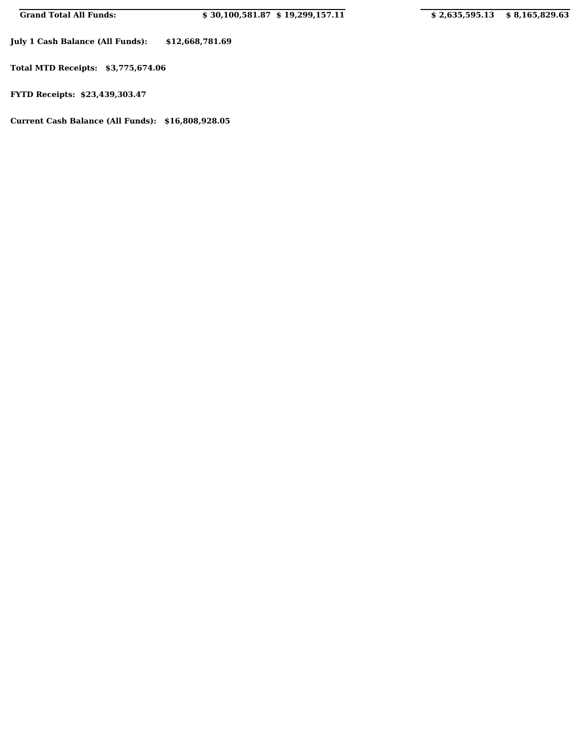| | | | | | |
|---|---|---|---|---|---|
| **Grand Total All Funds:** | **$ 30,100,581.87** | **$ 19,299,157.11** | | **$ 2,635,595.13** | **$ 8,165,829.63** |

**July 1 Cash Balance (All Funds): $12,668,781.69**

**Total MTD Receipts: $3,775,674.06**

**FYTD Receipts: $23,439,303.47**

**Current Cash Balance (All Funds): $16,808,928.05**